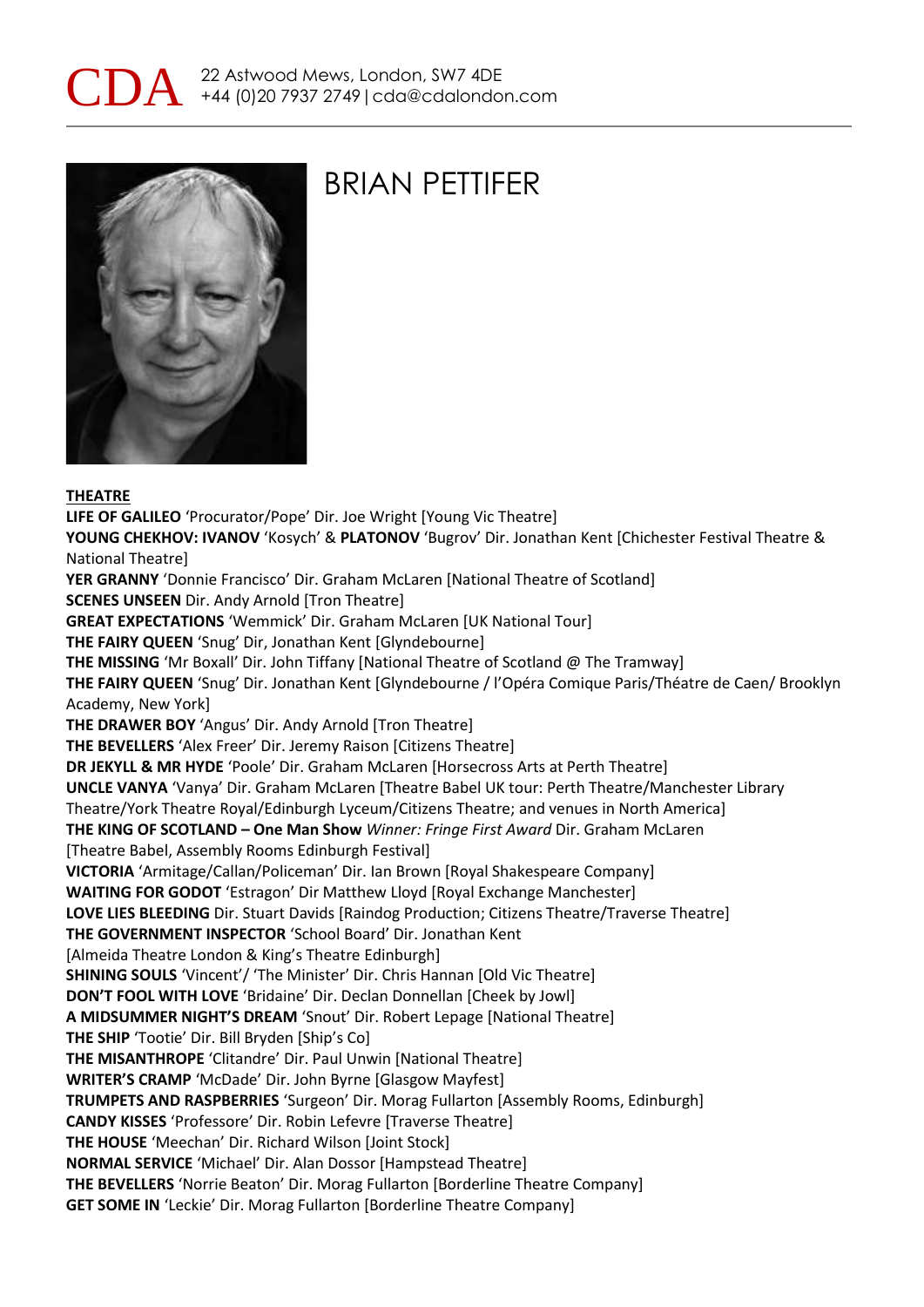CDA 22 Astwood Mews, London, SW7 4DE
+44 (0)20 7937 2749 | cda@cdalondon.com

# BRIAN PETTIFER

## THEATRE

**LIFE OF GALILEO** 'Procurator/Pope' Dir. Joe Wright [Young Vic Theatre]
**YOUNG CHEKHOV: IVANOV** 'Kosych' & **PLATONOV** 'Bugrov' Dir. Jonathan Kent [Chichester Festival Theatre & National Theatre]
**YER GRANNY** 'Donnie Francisco' Dir. Graham McLaren [National Theatre of Scotland]
**SCENES UNSEEN** Dir. Andy Arnold [Tron Theatre]
**GREAT EXPECTATIONS** 'Wemmick' Dir. Graham McLaren [UK National Tour]
**THE FAIRY QUEEN** 'Snug' Dir, Jonathan Kent [Glyndebourne]
**THE MISSING** 'Mr Boxall' Dir. John Tiffany [National Theatre of Scotland @ The Tramway]
**THE FAIRY QUEEN** 'Snug' Dir. Jonathan Kent [Glyndebourne / l'Opéra Comique Paris/Théatre de Caen/ Brooklyn Academy, New York]
**THE DRAWER BOY** 'Angus' Dir. Andy Arnold [Tron Theatre]
**THE BEVELLERS** 'Alex Freer' Dir. Jeremy Raison [Citizens Theatre]
**DR JEKYLL & MR HYDE** 'Poole' Dir. Graham McLaren [Horsecross Arts at Perth Theatre]
**UNCLE VANYA** 'Vanya' Dir. Graham McLaren [Theatre Babel UK tour: Perth Theatre/Manchester Library Theatre/York Theatre Royal/Edinburgh Lyceum/Citizens Theatre; and venues in North America]
**THE KING OF SCOTLAND – One Man Show** *Winner: Fringe First Award* Dir. Graham McLaren [Theatre Babel, Assembly Rooms Edinburgh Festival]
**VICTORIA** 'Armitage/Callan/Policeman' Dir. Ian Brown [Royal Shakespeare Company]
**WAITING FOR GODOT** 'Estragon' Dir Matthew Lloyd [Royal Exchange Manchester]
**LOVE LIES BLEEDING** Dir. Stuart Davids [Raindog Production; Citizens Theatre/Traverse Theatre]
**THE GOVERNMENT INSPECTOR** 'School Board' Dir. Jonathan Kent [Almeida Theatre London & King's Theatre Edinburgh]
**SHINING SOULS** 'Vincent'/ 'The Minister' Dir. Chris Hannan [Old Vic Theatre]
**DON'T FOOL WITH LOVE** 'Bridaine' Dir. Declan Donnellan [Cheek by Jowl]
**A MIDSUMMER NIGHT'S DREAM** 'Snout' Dir. Robert Lepage [National Theatre]
**THE SHIP** 'Tootie' Dir. Bill Bryden [Ship's Co]
**THE MISANTHROPE** 'Clitandre' Dir. Paul Unwin [National Theatre]
**WRITER'S CRAMP** 'McDade' Dir. John Byrne [Glasgow Mayfest]
**TRUMPETS AND RASPBERRIES** 'Surgeon' Dir. Morag Fullarton [Assembly Rooms, Edinburgh]
**CANDY KISSES** 'Professore' Dir. Robin Lefevre [Traverse Theatre]
**THE HOUSE** 'Meechan' Dir. Richard Wilson [Joint Stock]
**NORMAL SERVICE** 'Michael' Dir. Alan Dossor [Hampstead Theatre]
**THE BEVELLERS** 'Norrie Beaton' Dir. Morag Fullarton [Borderline Theatre Company]
**GET SOME IN** 'Leckie' Dir. Morag Fullarton [Borderline Theatre Company]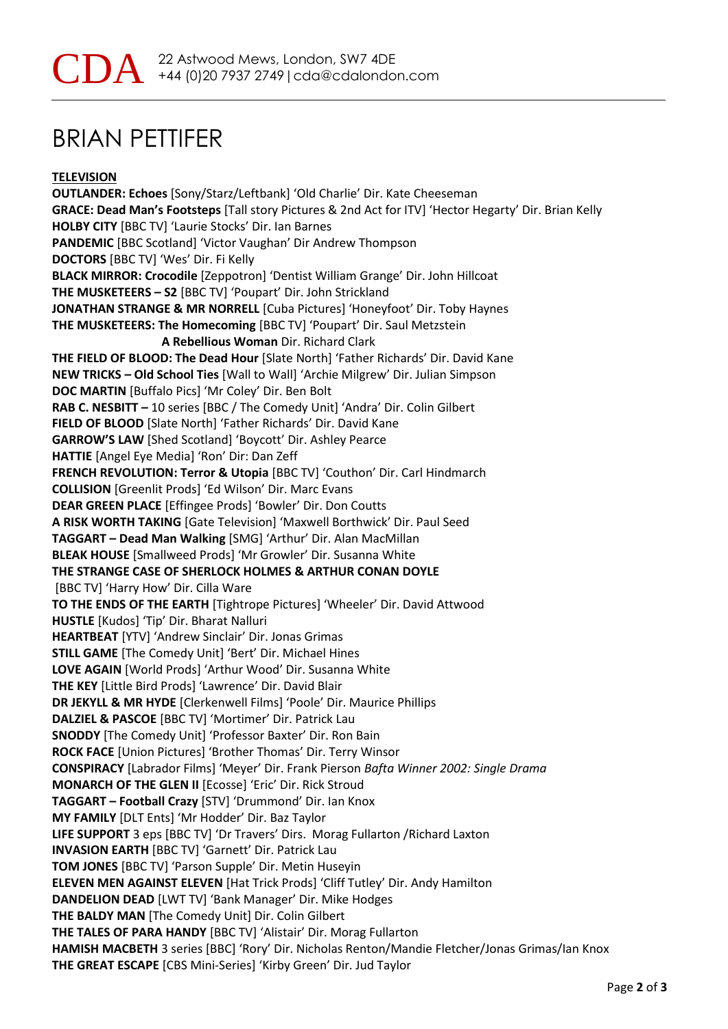# BRIAN PETTIFER

**TELEVISION**

**OUTLANDER: Echoes** [Sony/Starz/Leftbank] 'Old Charlie' Dir. Kate Cheeseman
**GRACE: Dead Man's Footsteps** [Tall story Pictures & 2nd Act for ITV] 'Hector Hegarty' Dir. Brian Kelly
**HOLBY CITY** [BBC TV] 'Laurie Stocks' Dir. Ian Barnes
**PANDEMIC** [BBC Scotland] 'Victor Vaughan' Dir Andrew Thompson
**DOCTORS** [BBC TV] 'Wes' Dir. Fi Kelly
**BLACK MIRROR: Crocodile** [Zeppotron] 'Dentist William Grange' Dir. John Hillcoat
**THE MUSKETEERS – S2** [BBC TV] 'Poupart' Dir. John Strickland
**JONATHAN STRANGE & MR NORRELL** [Cuba Pictures] 'Honeyfoot' Dir. Toby Haynes
**THE MUSKETEERS: The Homecoming** [BBC TV] 'Poupart' Dir. Saul Metzstein
**A Rebellious Woman** Dir. Richard Clark
**THE FIELD OF BLOOD: The Dead Hour** [Slate North] 'Father Richards' Dir. David Kane
**NEW TRICKS – Old School Ties** [Wall to Wall] 'Archie Milgrew' Dir. Julian Simpson
**DOC MARTIN** [Buffalo Pics] 'Mr Coley' Dir. Ben Bolt
**RAB C. NESBITT –** 10 series [BBC / The Comedy Unit] 'Andra' Dir. Colin Gilbert
**FIELD OF BLOOD** [Slate North] 'Father Richards' Dir. David Kane
**GARROW'S LAW** [Shed Scotland] 'Boycott' Dir. Ashley Pearce
**HATTIE** [Angel Eye Media] 'Ron' Dir: Dan Zeff
**FRENCH REVOLUTION: Terror & Utopia** [BBC TV] 'Couthon' Dir. Carl Hindmarch
**COLLISION** [Greenlit Prods] 'Ed Wilson' Dir. Marc Evans
**DEAR GREEN PLACE** [Effingee Prods] 'Bowler' Dir. Don Coutts
**A RISK WORTH TAKING** [Gate Television] 'Maxwell Borthwick' Dir. Paul Seed
**TAGGART – Dead Man Walking** [SMG] 'Arthur' Dir. Alan MacMillan
**BLEAK HOUSE** [Smallweed Prods] 'Mr Growler' Dir. Susanna White
**THE STRANGE CASE OF SHERLOCK HOLMES & ARTHUR CONAN DOYLE** [BBC TV] 'Harry How' Dir. Cilla Ware
**TO THE ENDS OF THE EARTH** [Tightrope Pictures] 'Wheeler' Dir. David Attwood
**HUSTLE** [Kudos] 'Tip' Dir. Bharat Nalluri
**HEARTBEAT** [YTV] 'Andrew Sinclair' Dir. Jonas Grimas
**STILL GAME** [The Comedy Unit] 'Bert' Dir. Michael Hines
**LOVE AGAIN** [World Prods] 'Arthur Wood' Dir. Susanna White
**THE KEY** [Little Bird Prods] 'Lawrence' Dir. David Blair
**DR JEKYLL & MR HYDE** [Clerkenwell Films] 'Poole' Dir. Maurice Phillips
**DALZIEL & PASCOE** [BBC TV] 'Mortimer' Dir. Patrick Lau
**SNODDY** [The Comedy Unit] 'Professor Baxter' Dir. Ron Bain
**ROCK FACE** [Union Pictures] 'Brother Thomas' Dir. Terry Winsor
**CONSPIRACY** [Labrador Films] 'Meyer' Dir. Frank Pierson *Bafta Winner 2002: Single Drama*
**MONARCH OF THE GLEN II** [Ecosse] 'Eric' Dir. Rick Stroud
**TAGGART – Football Crazy** [STV] 'Drummond' Dir. Ian Knox
**MY FAMILY** [DLT Ents] 'Mr Hodder' Dir. Baz Taylor
**LIFE SUPPORT** 3 eps [BBC TV] 'Dr Travers' Dirs. Morag Fullarton /Richard Laxton
**INVASION EARTH** [BBC TV] 'Garnett' Dir. Patrick Lau
**TOM JONES** [BBC TV] 'Parson Supple' Dir. Metin Huseyin
**ELEVEN MEN AGAINST ELEVEN** [Hat Trick Prods] 'Cliff Tutley' Dir. Andy Hamilton
**DANDELION DEAD** [LWT TV] 'Bank Manager' Dir. Mike Hodges
**THE BALDY MAN** [The Comedy Unit] Dir. Colin Gilbert
**THE TALES OF PARA HANDY** [BBC TV] 'Alistair' Dir. Morag Fullarton
**HAMISH MACBETH** 3 series [BBC] 'Rory' Dir. Nicholas Renton/Mandie Fletcher/Jonas Grimas/Ian Knox
**THE GREAT ESCAPE** [CBS Mini-Series] 'Kirby Green' Dir. Jud Taylor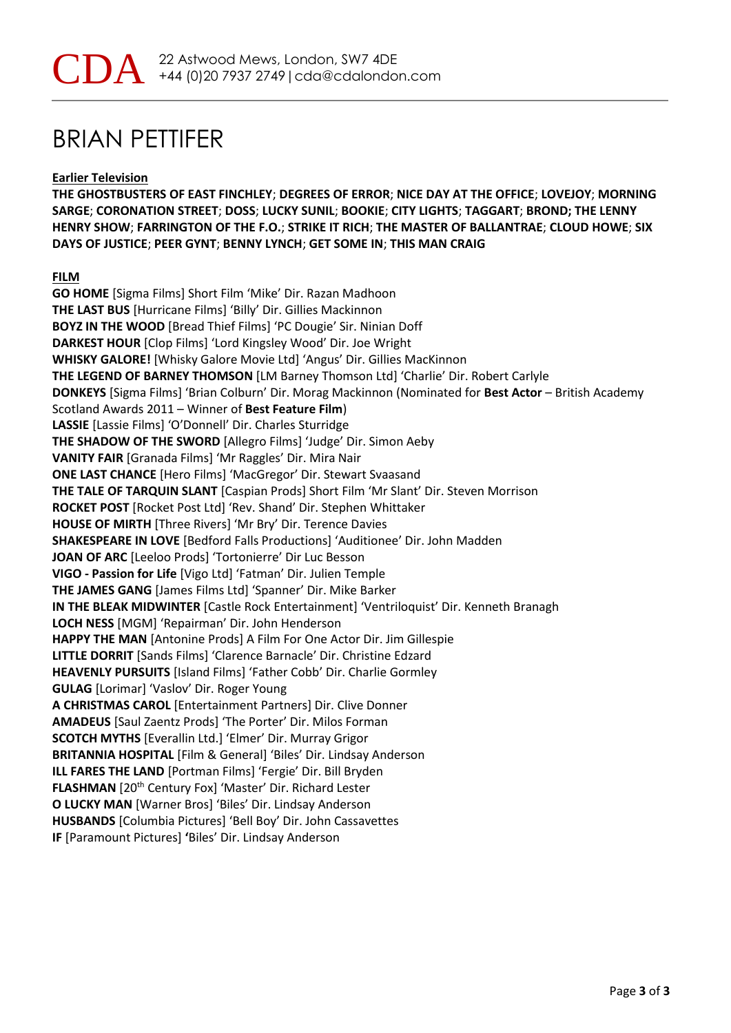CDA 22 Astwood Mews, London, SW7 4DE
+44 (0)20 7937 2749 | cda@cdalondon.com

# BRIAN PETTIFER

**Earlier Television**

**THE GHOSTBUSTERS OF EAST FINCHLEY**; **DEGREES OF ERROR**; **NICE DAY AT THE OFFICE**; **LOVEJOY**; **MORNING SARGE**; **CORONATION STREET**; **DOSS**; **LUCKY SUNIL**; **BOOKIE**; **CITY LIGHTS**; **TAGGART**; **BROND; THE LENNY HENRY SHOW**; **FARRINGTON OF THE F.O.**; **STRIKE IT RICH**; **THE MASTER OF BALLANTRAE**; **CLOUD HOWE**; **SIX DAYS OF JUSTICE**; **PEER GYNT**; **BENNY LYNCH**; **GET SOME IN**; **THIS MAN CRAIG**

**FILM**

**GO HOME** [Sigma Films] Short Film 'Mike' Dir. Razan Madhoon
**THE LAST BUS** [Hurricane Films] 'Billy' Dir. Gillies Mackinnon
**BOYZ IN THE WOOD** [Bread Thief Films] 'PC Dougie' Sir. Ninian Doff
**DARKEST HOUR** [Clop Films] 'Lord Kingsley Wood' Dir. Joe Wright
**WHISKY GALORE!** [Whisky Galore Movie Ltd] 'Angus' Dir. Gillies MacKinnon
**THE LEGEND OF BARNEY THOMSON** [LM Barney Thomson Ltd] 'Charlie' Dir. Robert Carlyle
**DONKEYS** [Sigma Films] 'Brian Colburn' Dir. Morag Mackinnon (Nominated for **Best Actor** – British Academy Scotland Awards 2011 – Winner of **Best Feature Film**)
**LASSIE** [Lassie Films] 'O'Donnell' Dir. Charles Sturridge
**THE SHADOW OF THE SWORD** [Allegro Films] 'Judge' Dir. Simon Aeby
**VANITY FAIR** [Granada Films] 'Mr Raggles' Dir. Mira Nair
**ONE LAST CHANCE** [Hero Films] 'MacGregor' Dir. Stewart Svaasand
**THE TALE OF TARQUIN SLANT** [Caspian Prods] Short Film 'Mr Slant' Dir. Steven Morrison
**ROCKET POST** [Rocket Post Ltd] 'Rev. Shand' Dir. Stephen Whittaker
**HOUSE OF MIRTH** [Three Rivers] 'Mr Bry' Dir. Terence Davies
**SHAKESPEARE IN LOVE** [Bedford Falls Productions] 'Auditionee' Dir. John Madden
**JOAN OF ARC** [Leeloo Prods] 'Tortonierre' Dir Luc Besson
**VIGO - Passion for Life** [Vigo Ltd] 'Fatman' Dir. Julien Temple
**THE JAMES GANG** [James Films Ltd] 'Spanner' Dir. Mike Barker
**IN THE BLEAK MIDWINTER** [Castle Rock Entertainment] 'Ventriloquist' Dir. Kenneth Branagh
**LOCH NESS** [MGM] 'Repairman' Dir. John Henderson
**HAPPY THE MAN** [Antonine Prods] A Film For One Actor Dir. Jim Gillespie
**LITTLE DORRIT** [Sands Films] 'Clarence Barnacle' Dir. Christine Edzard
**HEAVENLY PURSUITS** [Island Films] 'Father Cobb' Dir. Charlie Gormley
**GULAG** [Lorimar] 'Vaslov' Dir. Roger Young
**A CHRISTMAS CAROL** [Entertainment Partners] Dir. Clive Donner
**AMADEUS** [Saul Zaentz Prods] 'The Porter' Dir. Milos Forman
**SCOTCH MYTHS** [Everallin Ltd.] 'Elmer' Dir. Murray Grigor
**BRITANNIA HOSPITAL** [Film & General] 'Biles' Dir. Lindsay Anderson
**ILL FARES THE LAND** [Portman Films] 'Fergie' Dir. Bill Bryden
**FLASHMAN** [20th Century Fox] 'Master' Dir. Richard Lester
**O LUCKY MAN** [Warner Bros] 'Biles' Dir. Lindsay Anderson
**HUSBANDS** [Columbia Pictures] 'Bell Boy' Dir. John Cassavettes
**IF** [Paramount Pictures] 'Biles' Dir. Lindsay Anderson